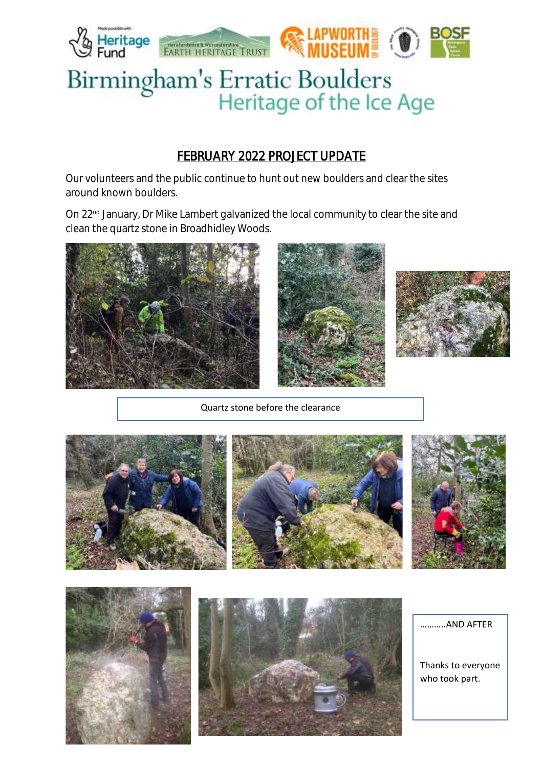# Birmingham's Erratic Boulders
## Heritage of the Ice Age

## FEBRUARY 2022 PROJECT UPDATE

Our volunteers and the public continue to hunt out new boulders and clear the sites around known boulders.

On 22nd January, Dr Mike Lambert galvanized the local community to clear the site and clean the quartz stone in Broadhidley Woods.

Quartz stone before the clearance

………..AND AFTER

Thanks to everyone who took part.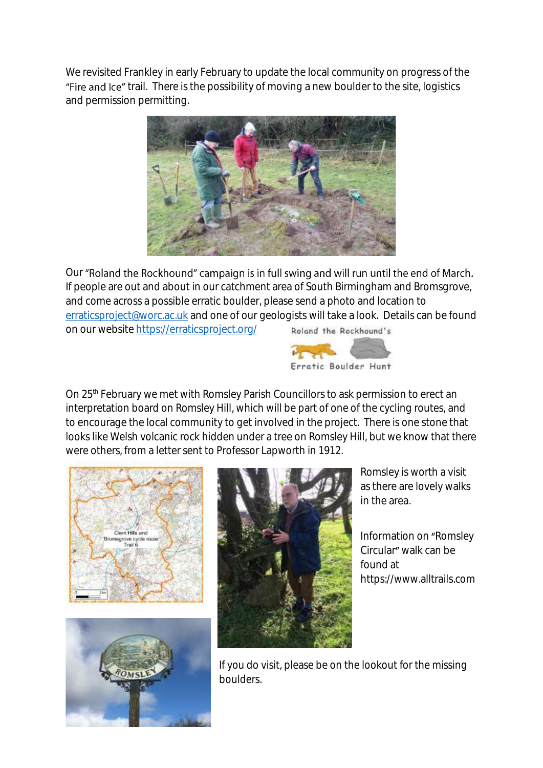We revisited Frankley in early February to update the local community on progress of the "Fire and Ice" trail. There is the possibility of moving a new boulder to the site, logistics and permission permitting.

Our "Roland the Rockhound" campaign is in full swing and will run until the end of March. If people are out and about in our catchment area of South Birmingham and Bromsgrove, and come across a possible erratic boulder, please send a photo and location to erraticsproject@worc.ac.uk and one of our geologists will take a look. Details can be found on our website https://erraticsproject.org/

Roland the Rockhound's

Erratic Boulder Hunt

On 25th February we met with Romsley Parish Councillors to ask permission to erect an interpretation board on Romsley Hill, which will be part of one of the cycling routes, and to encourage the local community to get involved in the project. There is one stone that looks like Welsh volcanic rock hidden under a tree on Romsley Hill, but we know that there were others, from a letter sent to Professor Lapworth in 1912.

Clent Hills and Bromsgrove cycle route Trail 6

Romsley is worth a visit as there are lovely walks in the area.

Information on "Romsley Circular" walk can be found at https://www.alltrails.com

If you do visit, please be on the lookout for the missing boulders.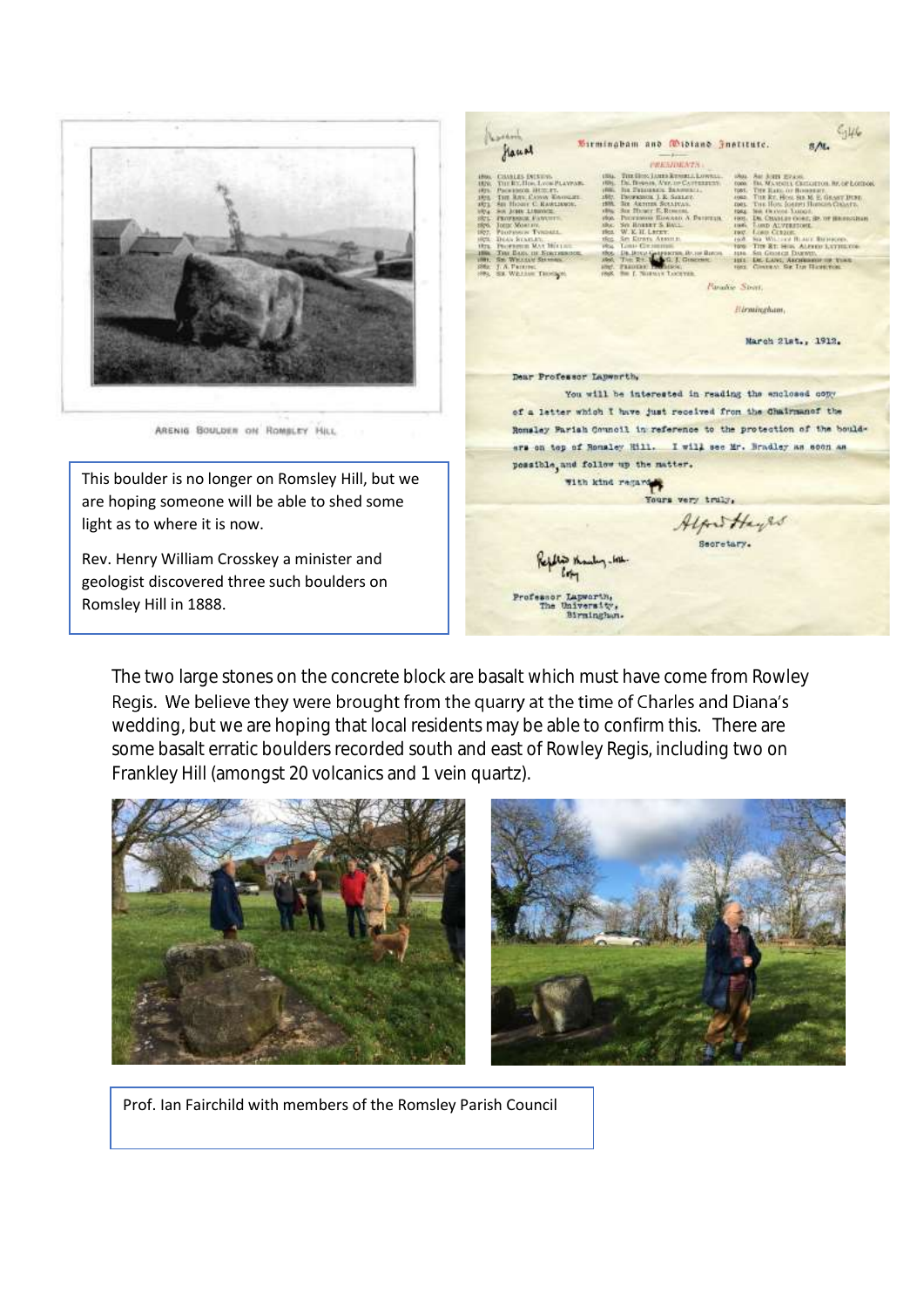ARENIG BOULDER ON ROMSLEY HILL

This boulder is no longer on Romsley Hill, but we are hoping someone will be able to shed some light as to where it is now.

Rev. Henry William Crosskey a minister and geologist discovered three such boulders on Romsley Hill in 1888.

Birmingham and Midland Institute.

Paradise Street,

Birmingham,

March 21st., 1912.

Dear Professor Lapworth,

You will be interested in reading the enclosed copy of a letter which I have just received from the Chairman of the Romsley Parish Council in reference to the protection of the boulders on top of Romsley Hill. I will see Mr. Bradley as soon as possible, and follow up the matter.

With kind regards,

Yours very truly,

Alfred Hayes

Secretary.

Professor Lapworth,
The University,
Birmingham.

The two large stones on the concrete block are basalt which must have come from Rowley Regis. We believe they were brought from the quarry at the time of Charles and Diana's wedding, but we are hoping that local residents may be able to confirm this. There are some basalt erratic boulders recorded south and east of Rowley Regis, including two on Frankley Hill (amongst 20 volcanics and 1 vein quartz).

Prof. Ian Fairchild with members of the Romsley Parish Council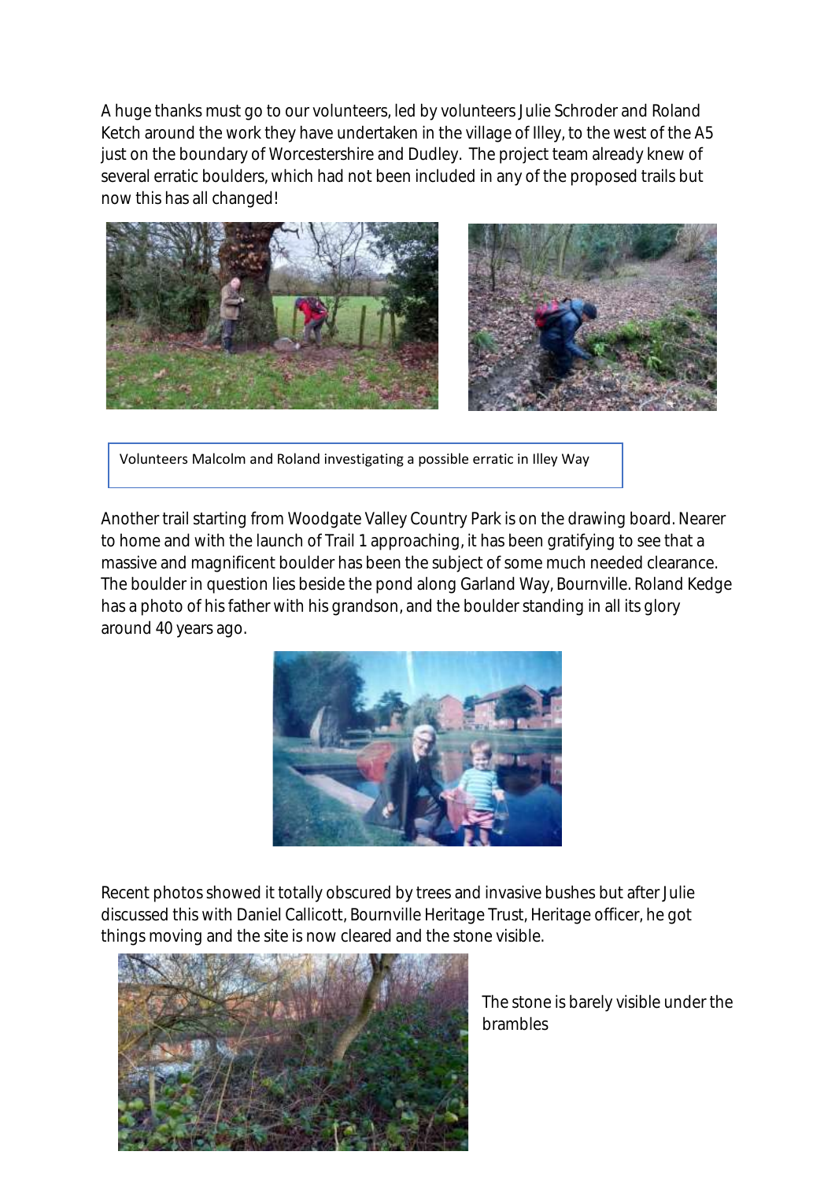A huge thanks must go to our volunteers, led by volunteers Julie Schroder and Roland Ketch around the work they have undertaken in the village of Illey, to the west of the A5 just on the boundary of Worcestershire and Dudley. The project team already knew of several erratic boulders, which had not been included in any of the proposed trails but now this has all changed!

Volunteers Malcolm and Roland investigating a possible erratic in Illey Way

Another trail starting from Woodgate Valley Country Park is on the drawing board. Nearer to home and with the launch of Trail 1 approaching, it has been gratifying to see that a massive and magnificent boulder has been the subject of some much needed clearance. The boulder in question lies beside the pond along Garland Way, Bournville. Roland Kedge has a photo of his father with his grandson, and the boulder standing in all its glory around 40 years ago.

Recent photos showed it totally obscured by trees and invasive bushes but after Julie discussed this with Daniel Callicott, Bournville Heritage Trust, Heritage officer, he got things moving and the site is now cleared and the stone visible.

The stone is barely visible under the brambles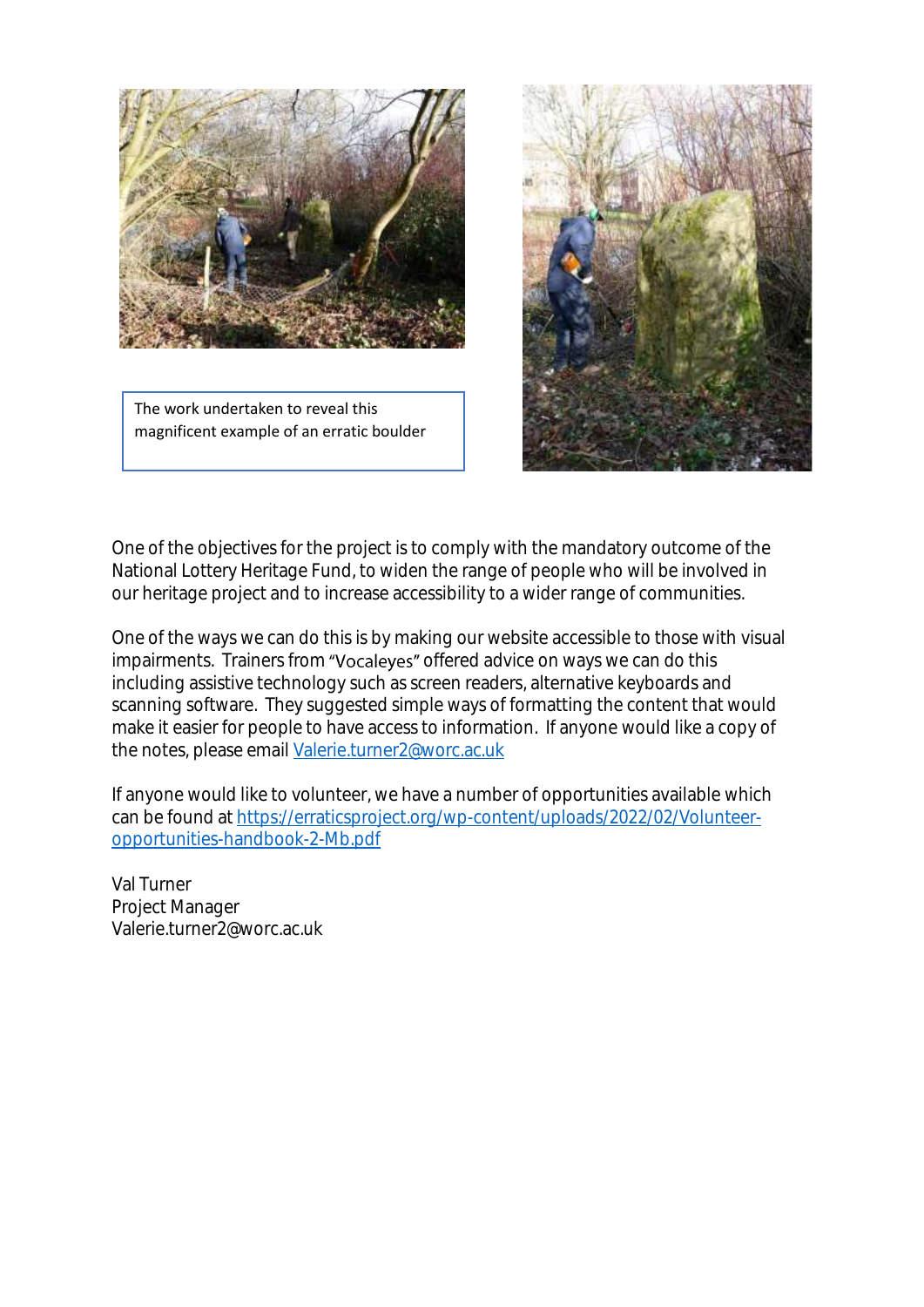The work undertaken to reveal this magnificent example of an erratic boulder

One of the objectives for the project is to comply with the mandatory outcome of the National Lottery Heritage Fund, to widen the range of people who will be involved in our heritage project and to increase accessibility to a wider range of communities.

One of the ways we can do this is by making our website accessible to those with visual impairments. Trainers from "Vocaleyes" offered advice on ways we can do this including assistive technology such as screen readers, alternative keyboards and scanning software. They suggested simple ways of formatting the content that would make it easier for people to have access to information. If anyone would like a copy of the notes, please email [Valerie.turner2@worc.ac.uk](mailto:Valerie.turner2@worc.ac.uk)

If anyone would like to volunteer, we have a number of opportunities available which can be found at [https://erraticsproject.org/wp-content/uploads/2022/02/Volunteer-opportunities-handbook-2-Mb.pdf](https://erraticsproject.org/wp-content/uploads/2022/02/Volunteer-opportunities-handbook-2-Mb.pdf)

Val Turner
Project Manager
Valerie.turner2@worc.ac.uk